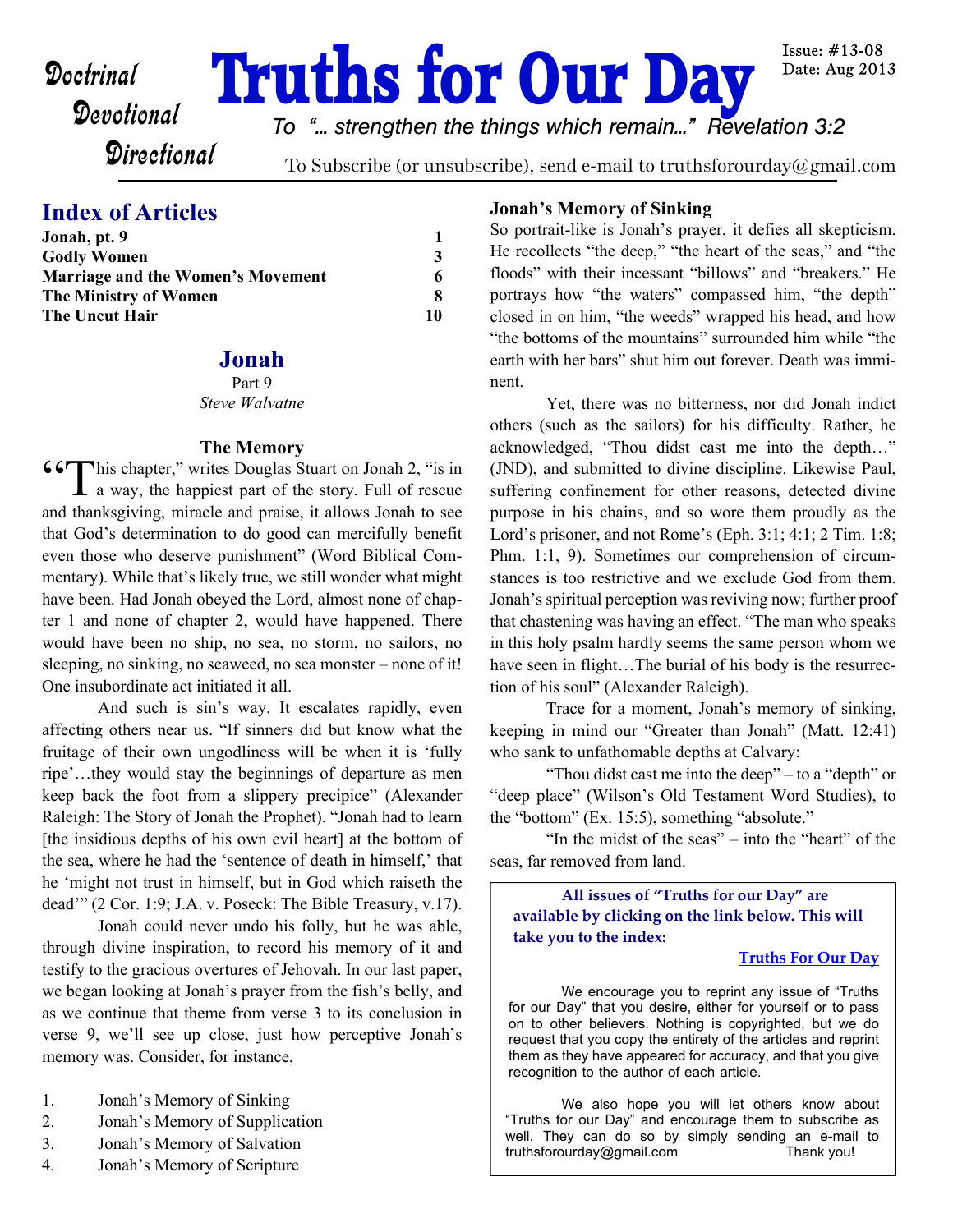# Truths for Our Day

Doctrinal
Devotional
Directional

Issue: #13-08
Date: Aug 2013

*To "… strengthen the things which remain…" Revelation 3:2*

To Subscribe (or unsubscribe), send e-mail to truthsforourday@gmail.com

## Index of Articles

| | |
|---|---|
| **Jonah, pt. 9** | **1** |
| **Godly Women** | **3** |
| **Marriage and the Women's Movement** | **6** |
| **The Ministry of Women** | **8** |
| **The Uncut Hair** | **10** |

## Jonah

Part 9

*Steve Walvatne*

### The Memory

"This chapter," writes Douglas Stuart on Jonah 2, "is in a way, the happiest part of the story. Full of rescue and thanksgiving, miracle and praise, it allows Jonah to see that God's determination to do good can mercifully benefit even those who deserve punishment" (Word Biblical Commentary). While that's likely true, we still wonder what might have been. Had Jonah obeyed the Lord, almost none of chapter 1 and none of chapter 2, would have happened. There would have been no ship, no sea, no storm, no sailors, no sleeping, no sinking, no seaweed, no sea monster – none of it! One insubordinate act initiated it all.

And such is sin's way. It escalates rapidly, even affecting others near us. "If sinners did but know what the fruitage of their own ungodliness will be when it is 'fully ripe'…they would stay the beginnings of departure as men keep back the foot from a slippery precipice" (Alexander Raleigh: The Story of Jonah the Prophet). "Jonah had to learn [the insidious depths of his own evil heart] at the bottom of the sea, where he had the 'sentence of death in himself,' that he 'might not trust in himself, but in God which raiseth the dead'" (2 Cor. 1:9; J.A. v. Poseck: The Bible Treasury, v.17).

Jonah could never undo his folly, but he was able, through divine inspiration, to record his memory of it and testify to the gracious overtures of Jehovah. In our last paper, we began looking at Jonah's prayer from the fish's belly, and as we continue that theme from verse 3 to its conclusion in verse 9, we'll see up close, just how perceptive Jonah's memory was. Consider, for instance,

1. Jonah's Memory of Sinking
2. Jonah's Memory of Supplication
3. Jonah's Memory of Salvation
4. Jonah's Memory of Scripture

### Jonah's Memory of Sinking

So portrait-like is Jonah's prayer, it defies all skepticism. He recollects "the deep," "the heart of the seas," and "the floods" with their incessant "billows" and "breakers." He portrays how "the waters" compassed him, "the depth" closed in on him, "the weeds" wrapped his head, and how "the bottoms of the mountains" surrounded him while "the earth with her bars" shut him out forever. Death was imminent.

Yet, there was no bitterness, nor did Jonah indict others (such as the sailors) for his difficulty. Rather, he acknowledged, "Thou didst cast me into the depth…" (JND), and submitted to divine discipline. Likewise Paul, suffering confinement for other reasons, detected divine purpose in his chains, and so wore them proudly as the Lord's prisoner, and not Rome's (Eph. 3:1; 4:1; 2 Tim. 1:8; Phm. 1:1, 9). Sometimes our comprehension of circumstances is too restrictive and we exclude God from them. Jonah's spiritual perception was reviving now; further proof that chastening was having an effect. "The man who speaks in this holy psalm hardly seems the same person whom we have seen in flight…The burial of his body is the resurrection of his soul" (Alexander Raleigh).

Trace for a moment, Jonah's memory of sinking, keeping in mind our "Greater than Jonah" (Matt. 12:41) who sank to unfathomable depths at Calvary:

"Thou didst cast me into the deep" – to a "depth" or "deep place" (Wilson's Old Testament Word Studies), to the "bottom" (Ex. 15:5), something "absolute."

"In the midst of the seas" – into the "heart" of the seas, far removed from land.

---

**All issues of "Truths for our Day" are available by clicking on the link below. This will take you to the index:**

**Truths For Our Day**

We encourage you to reprint any issue of "Truths for our Day" that you desire, either for yourself or to pass on to other believers. Nothing is copyrighted, but we do request that you copy the entirety of the articles and reprint them as they have appeared for accuracy, and that you give recognition to the author of each article.

We also hope you will let others know about "Truths for our Day" and encourage them to subscribe as well. They can do so by simply sending an e-mail to truthsforourday@gmail.com Thank you!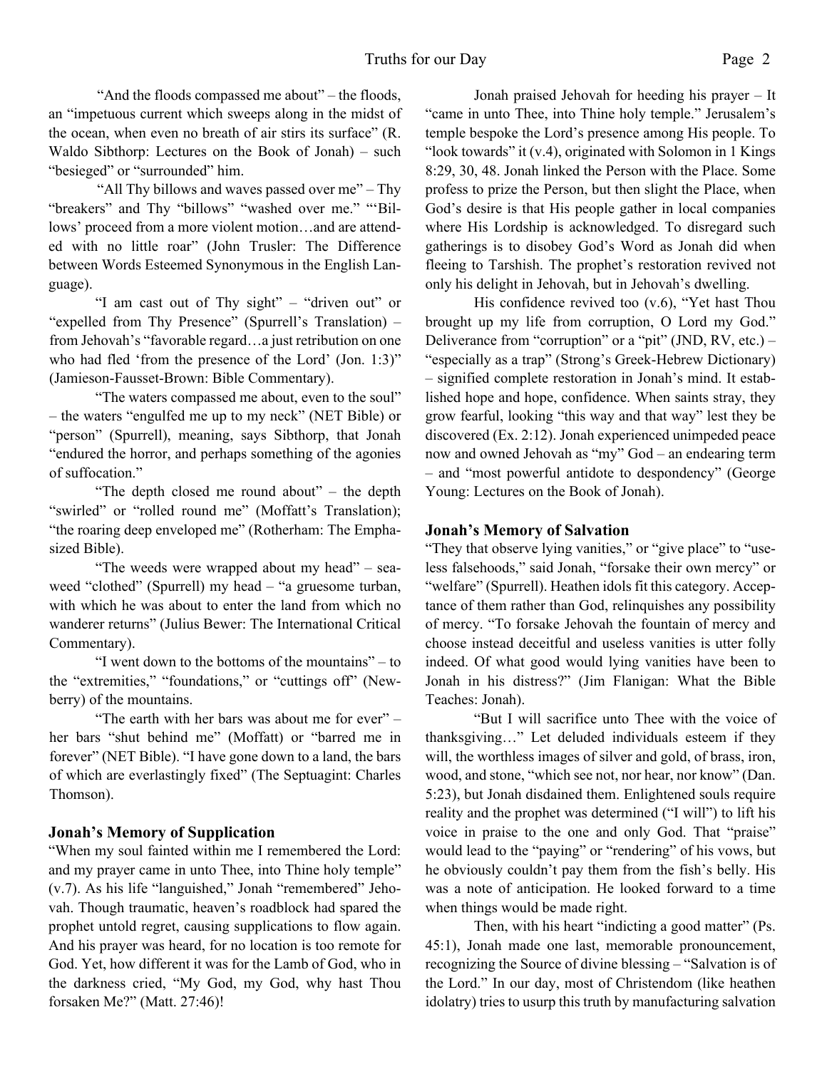"And the floods compassed me about" – the floods, an "impetuous current which sweeps along in the midst of the ocean, when even no breath of air stirs its surface" (R. Waldo Sibthorp: Lectures on the Book of Jonah) – such "besieged" or "surrounded" him.

"All Thy billows and waves passed over me" – Thy "breakers" and Thy "billows" "washed over me." "'Billows' proceed from a more violent motion…and are attended with no little roar" (John Trusler: The Difference between Words Esteemed Synonymous in the English Language).

"I am cast out of Thy sight" – "driven out" or "expelled from Thy Presence" (Spurrell's Translation) – from Jehovah's "favorable regard…a just retribution on one who had fled 'from the presence of the Lord' (Jon. 1:3)" (Jamieson-Fausset-Brown: Bible Commentary).

"The waters compassed me about, even to the soul" – the waters "engulfed me up to my neck" (NET Bible) or "person" (Spurrell), meaning, says Sibthorp, that Jonah "endured the horror, and perhaps something of the agonies of suffocation."

"The depth closed me round about" – the depth "swirled" or "rolled round me" (Moffatt's Translation); "the roaring deep enveloped me" (Rotherham: The Emphasized Bible).

"The weeds were wrapped about my head" – seaweed "clothed" (Spurrell) my head – "a gruesome turban, with which he was about to enter the land from which no wanderer returns" (Julius Bewer: The International Critical Commentary).

"I went down to the bottoms of the mountains" – to the "extremities," "foundations," or "cuttings off" (Newberry) of the mountains.

"The earth with her bars was about me for ever" – her bars "shut behind me" (Moffatt) or "barred me in forever" (NET Bible). "I have gone down to a land, the bars of which are everlastingly fixed" (The Septuagint: Charles Thomson).

### Jonah's Memory of Supplication

"When my soul fainted within me I remembered the Lord: and my prayer came in unto Thee, into Thine holy temple" (v.7). As his life "languished," Jonah "remembered" Jehovah. Though traumatic, heaven's roadblock had spared the prophet untold regret, causing supplications to flow again. And his prayer was heard, for no location is too remote for God. Yet, how different it was for the Lamb of God, who in the darkness cried, "My God, my God, why hast Thou forsaken Me?" (Matt. 27:46)!

Jonah praised Jehovah for heeding his prayer – It "came in unto Thee, into Thine holy temple." Jerusalem's temple bespoke the Lord's presence among His people. To "look towards" it (v.4), originated with Solomon in 1 Kings 8:29, 30, 48. Jonah linked the Person with the Place. Some profess to prize the Person, but then slight the Place, when God's desire is that His people gather in local companies where His Lordship is acknowledged. To disregard such gatherings is to disobey God's Word as Jonah did when fleeing to Tarshish. The prophet's restoration revived not only his delight in Jehovah, but in Jehovah's dwelling.

His confidence revived too (v.6), "Yet hast Thou brought up my life from corruption, O Lord my God." Deliverance from "corruption" or a "pit" (JND, RV, etc.) – "especially as a trap" (Strong's Greek-Hebrew Dictionary) – signified complete restoration in Jonah's mind. It established hope and hope, confidence. When saints stray, they grow fearful, looking "this way and that way" lest they be discovered (Ex. 2:12). Jonah experienced unimpeded peace now and owned Jehovah as "my" God – an endearing term – and "most powerful antidote to despondency" (George Young: Lectures on the Book of Jonah).

### Jonah's Memory of Salvation

"They that observe lying vanities," or "give place" to "useless falsehoods," said Jonah, "forsake their own mercy" or "welfare" (Spurrell). Heathen idols fit this category. Acceptance of them rather than God, relinquishes any possibility of mercy. "To forsake Jehovah the fountain of mercy and choose instead deceitful and useless vanities is utter folly indeed. Of what good would lying vanities have been to Jonah in his distress?" (Jim Flanigan: What the Bible Teaches: Jonah).

"But I will sacrifice unto Thee with the voice of thanksgiving…" Let deluded individuals esteem if they will, the worthless images of silver and gold, of brass, iron, wood, and stone, "which see not, nor hear, nor know" (Dan. 5:23), but Jonah disdained them. Enlightened souls require reality and the prophet was determined ("I will") to lift his voice in praise to the one and only God. That "praise" would lead to the "paying" or "rendering" of his vows, but he obviously couldn't pay them from the fish's belly. His was a note of anticipation. He looked forward to a time when things would be made right.

Then, with his heart "indicting a good matter" (Ps. 45:1), Jonah made one last, memorable pronouncement, recognizing the Source of divine blessing – "Salvation is of the Lord." In our day, most of Christendom (like heathen idolatry) tries to usurp this truth by manufacturing salvation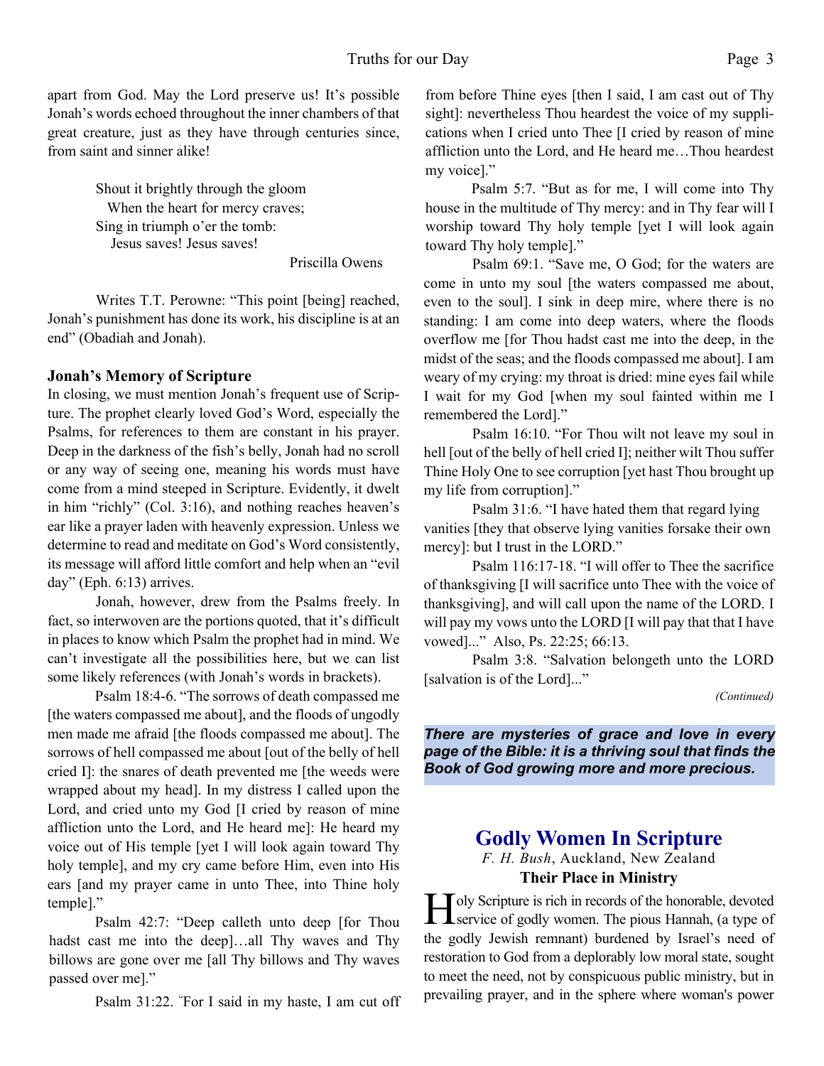apart from God. May the Lord preserve us! It's possible Jonah's words echoed throughout the inner chambers of that great creature, just as they have through centuries since, from saint and sinner alike!

> Shout it brightly through the gloom
> When the heart for mercy craves;
> Sing in triumph o'er the tomb:
> Jesus saves! Jesus saves!
>
> Priscilla Owens

Writes T.T. Perowne: "This point [being] reached, Jonah's punishment has done its work, his discipline is at an end" (Obadiah and Jonah).

**Jonah's Memory of Scripture**

In closing, we must mention Jonah's frequent use of Scripture. The prophet clearly loved God's Word, especially the Psalms, for references to them are constant in his prayer. Deep in the darkness of the fish's belly, Jonah had no scroll or any way of seeing one, meaning his words must have come from a mind steeped in Scripture. Evidently, it dwelt in him "richly" (Col. 3:16), and nothing reaches heaven's ear like a prayer laden with heavenly expression. Unless we determine to read and meditate on God's Word consistently, its message will afford little comfort and help when an "evil day" (Eph. 6:13) arrives.

Jonah, however, drew from the Psalms freely. In fact, so interwoven are the portions quoted, that it's difficult in places to know which Psalm the prophet had in mind. We can't investigate all the possibilities here, but we can list some likely references (with Jonah's words in brackets).

Psalm 18:4-6. "The sorrows of death compassed me [the waters compassed me about], and the floods of ungodly men made me afraid [the floods compassed me about]. The sorrows of hell compassed me about [out of the belly of hell cried I]: the snares of death prevented me [the weeds were wrapped about my head]. In my distress I called upon the Lord, and cried unto my God [I cried by reason of mine affliction unto the Lord, and He heard me]: He heard my voice out of His temple [yet I will look again toward Thy holy temple], and my cry came before Him, even into His ears [and my prayer came in unto Thee, into Thine holy temple]."

Psalm 42:7: "Deep calleth unto deep [for Thou hadst cast me into the deep]…all Thy waves and Thy billows are gone over me [all Thy billows and Thy waves passed over me]."

Psalm 31:22. "For I said in my haste, I am cut off from before Thine eyes [then I said, I am cast out of Thy sight]: nevertheless Thou heardest the voice of my supplications when I cried unto Thee [I cried by reason of mine affliction unto the Lord, and He heard me…Thou heardest my voice]."

Psalm 5:7. "But as for me, I will come into Thy house in the multitude of Thy mercy: and in Thy fear will I worship toward Thy holy temple [yet I will look again toward Thy holy temple]."

Psalm 69:1. "Save me, O God; for the waters are come in unto my soul [the waters compassed me about, even to the soul]. I sink in deep mire, where there is no standing: I am come into deep waters, where the floods overflow me [for Thou hadst cast me into the deep, in the midst of the seas; and the floods compassed me about]. I am weary of my crying: my throat is dried: mine eyes fail while I wait for my God [when my soul fainted within me I remembered the Lord]."

Psalm 16:10. "For Thou wilt not leave my soul in hell [out of the belly of hell cried I]; neither wilt Thou suffer Thine Holy One to see corruption [yet hast Thou brought up my life from corruption]."

Psalm 31:6. "I have hated them that regard lying vanities [they that observe lying vanities forsake their own mercy]: but I trust in the LORD."

Psalm 116:17-18. "I will offer to Thee the sacrifice of thanksgiving [I will sacrifice unto Thee with the voice of thanksgiving], and will call upon the name of the LORD. I will pay my vows unto the LORD [I will pay that that I have vowed]..." Also, Ps. 22:25; 66:13.

Psalm 3:8. "Salvation belongeth unto the LORD [salvation is of the Lord]..."

*(Continued)*

***There are mysteries of grace and love in every page of the Bible: it is a thriving soul that finds the Book of God growing more and more precious.***

## Godly Women In Scripture

*F. H. Bush*, Auckland, New Zealand

### Their Place in Ministry

Holy Scripture is rich in records of the honorable, devoted service of godly women. The pious Hannah, (a type of the godly Jewish remnant) burdened by Israel's need of restoration to God from a deplorably low moral state, sought to meet the need, not by conspicuous public ministry, but in prevailing prayer, and in the sphere where woman's power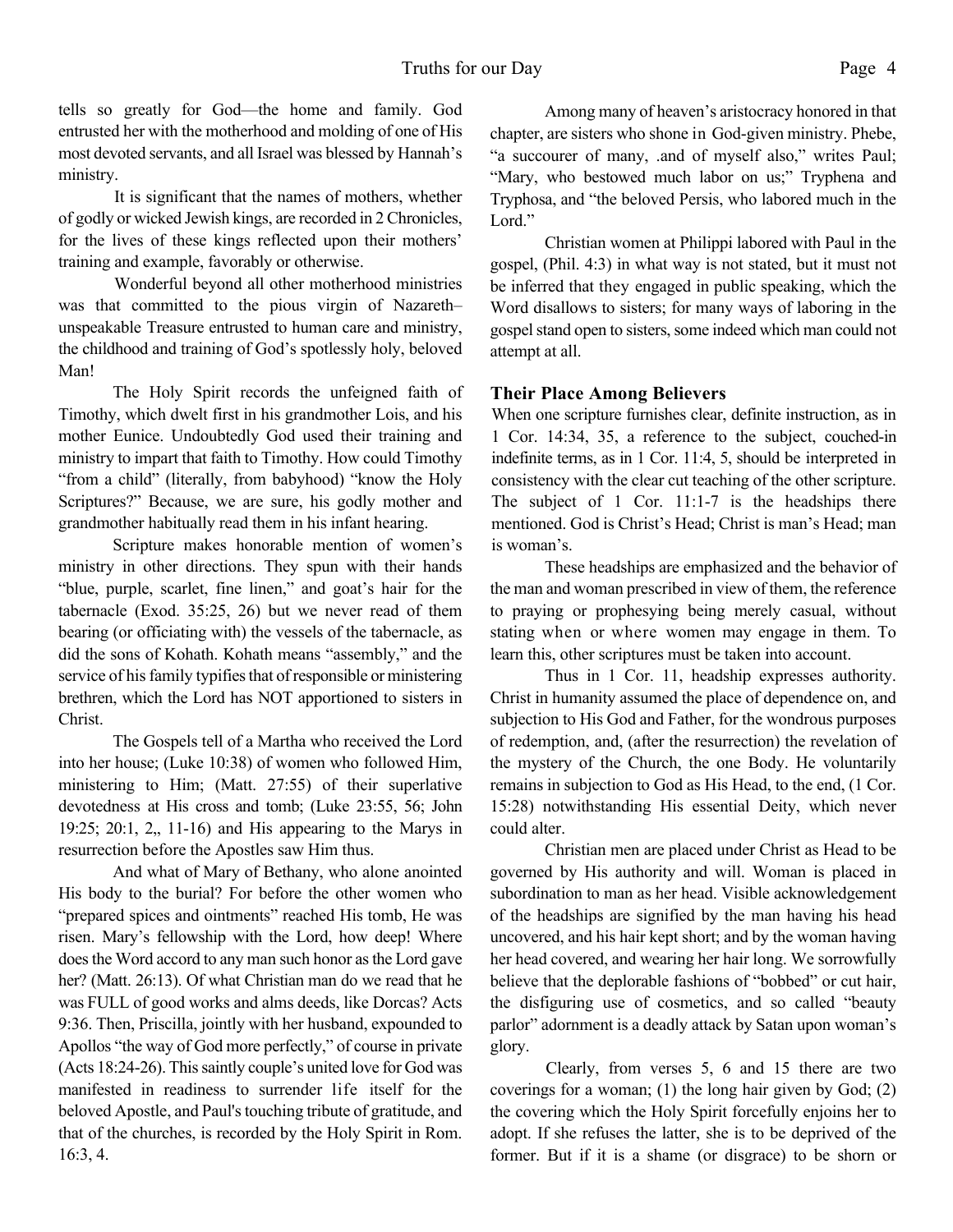tells so greatly for God—the home and family. God entrusted her with the motherhood and molding of one of His most devoted servants, and all Israel was blessed by Hannah's ministry.

It is significant that the names of mothers, whether of godly or wicked Jewish kings, are recorded in 2 Chronicles, for the lives of these kings reflected upon their mothers' training and example, favorably or otherwise.

Wonderful beyond all other motherhood ministries was that committed to the pious virgin of Nazareth– unspeakable Treasure entrusted to human care and ministry, the childhood and training of God's spotlessly holy, beloved Man!

The Holy Spirit records the unfeigned faith of Timothy, which dwelt first in his grandmother Lois, and his mother Eunice. Undoubtedly God used their training and ministry to impart that faith to Timothy. How could Timothy "from a child" (literally, from babyhood) "know the Holy Scriptures?" Because, we are sure, his godly mother and grandmother habitually read them in his infant hearing.

Scripture makes honorable mention of women's ministry in other directions. They spun with their hands "blue, purple, scarlet, fine linen," and goat's hair for the tabernacle (Exod. 35:25, 26) but we never read of them bearing (or officiating with) the vessels of the tabernacle, as did the sons of Kohath. Kohath means "assembly," and the service of his family typifies that of responsible or ministering brethren, which the Lord has NOT apportioned to sisters in Christ.

The Gospels tell of a Martha who received the Lord into her house; (Luke 10:38) of women who followed Him, ministering to Him; (Matt. 27:55) of their superlative devotedness at His cross and tomb; (Luke 23:55, 56; John 19:25; 20:1, 2,, 11-16) and His appearing to the Marys in resurrection before the Apostles saw Him thus.

And what of Mary of Bethany, who alone anointed His body to the burial? For before the other women who "prepared spices and ointments" reached His tomb, He was risen. Mary's fellowship with the Lord, how deep! Where does the Word accord to any man such honor as the Lord gave her? (Matt. 26:13). Of what Christian man do we read that he was FULL of good works and alms deeds, like Dorcas? Acts 9:36. Then, Priscilla, jointly with her husband, expounded to Apollos "the way of God more perfectly," of course in private (Acts 18:24-26). This saintly couple's united love for God was manifested in readiness to surrender life itself for the beloved Apostle, and Paul's touching tribute of gratitude, and that of the churches, is recorded by the Holy Spirit in Rom. 16:3, 4.

Among many of heaven's aristocracy honored in that chapter, are sisters who shone in God-given ministry. Phebe, "a succourer of many, .and of myself also," writes Paul; "Mary, who bestowed much labor on us;" Tryphena and Tryphosa, and "the beloved Persis, who labored much in the Lord."

Christian women at Philippi labored with Paul in the gospel, (Phil. 4:3) in what way is not stated, but it must not be inferred that they engaged in public speaking, which the Word disallows to sisters; for many ways of laboring in the gospel stand open to sisters, some indeed which man could not attempt at all.

### Their Place Among Believers

When one scripture furnishes clear, definite instruction, as in 1 Cor. 14:34, 35, a reference to the subject, couched-in indefinite terms, as in 1 Cor. 11:4, 5, should be interpreted in consistency with the clear cut teaching of the other scripture. The subject of 1 Cor. 11:1-7 is the headships there mentioned. God is Christ's Head; Christ is man's Head; man is woman's.

These headships are emphasized and the behavior of the man and woman prescribed in view of them, the reference to praying or prophesying being merely casual, without stating when or where women may engage in them. To learn this, other scriptures must be taken into account.

Thus in 1 Cor. 11, headship expresses authority. Christ in humanity assumed the place of dependence on, and subjection to His God and Father, for the wondrous purposes of redemption, and, (after the resurrection) the revelation of the mystery of the Church, the one Body. He voluntarily remains in subjection to God as His Head, to the end, (1 Cor. 15:28) notwithstanding His essential Deity, which never could alter.

Christian men are placed under Christ as Head to be governed by His authority and will. Woman is placed in subordination to man as her head. Visible acknowledgement of the headships are signified by the man having his head uncovered, and his hair kept short; and by the woman having her head covered, and wearing her hair long. We sorrowfully believe that the deplorable fashions of "bobbed" or cut hair, the disfiguring use of cosmetics, and so called "beauty parlor" adornment is a deadly attack by Satan upon woman's glory.

Clearly, from verses 5, 6 and 15 there are two coverings for a woman; (1) the long hair given by God; (2) the covering which the Holy Spirit forcefully enjoins her to adopt. If she refuses the latter, she is to be deprived of the former. But if it is a shame (or disgrace) to be shorn or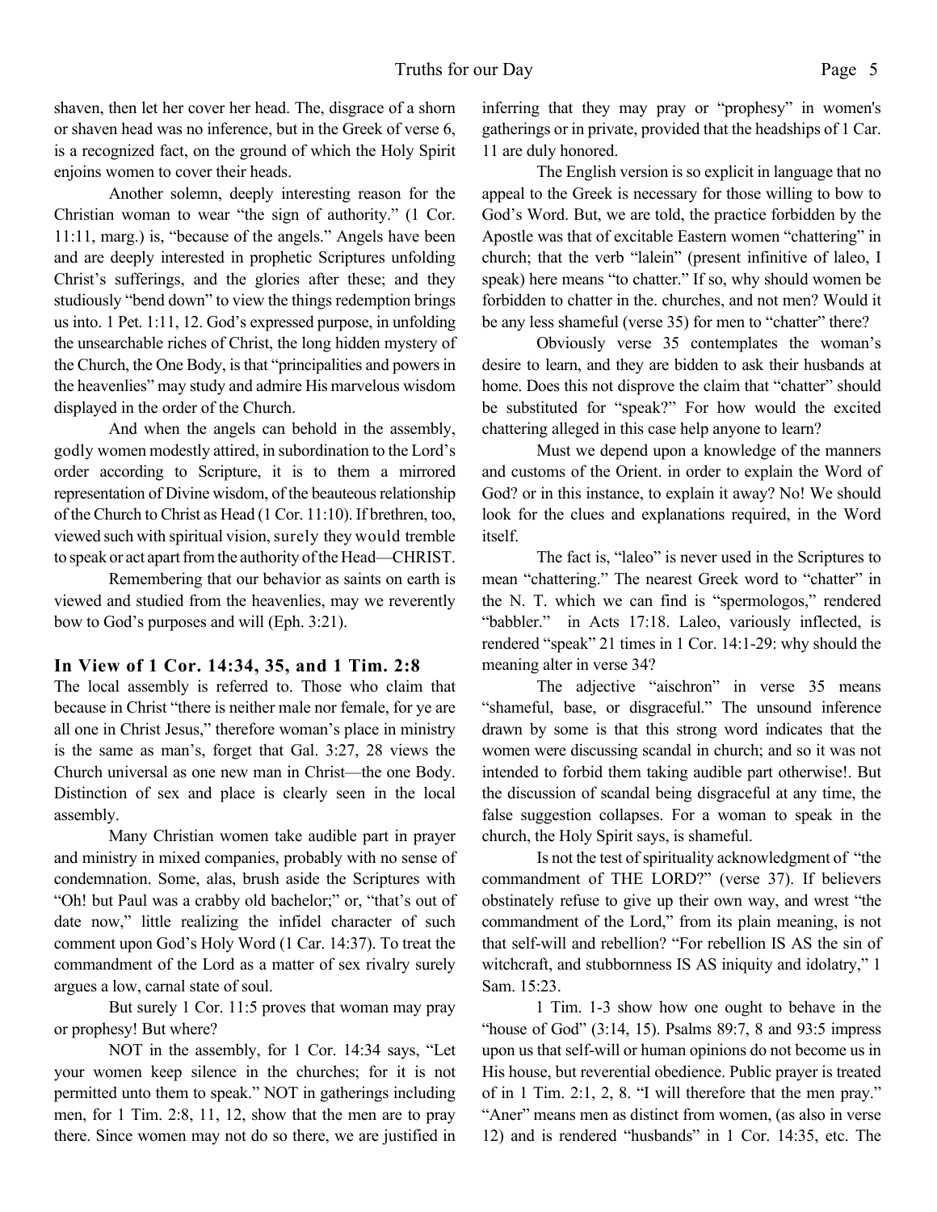shaven, then let her cover her head. The, disgrace of a shorn or shaven head was no inference, but in the Greek of verse 6, is a recognized fact, on the ground of which the Holy Spirit enjoins women to cover their heads.

Another solemn, deeply interesting reason for the Christian woman to wear "the sign of authority." (1 Cor. 11:11, marg.) is, "because of the angels." Angels have been and are deeply interested in prophetic Scriptures unfolding Christ's sufferings, and the glories after these; and they studiously "bend down" to view the things redemption brings us into. 1 Pet. 1:11, 12. God's expressed purpose, in unfolding the unsearchable riches of Christ, the long hidden mystery of the Church, the One Body, is that "principalities and powers in the heavenlies" may study and admire His marvelous wisdom displayed in the order of the Church.

And when the angels can behold in the assembly, godly women modestly attired, in subordination to the Lord's order according to Scripture, it is to them a mirrored representation of Divine wisdom, of the beauteous relationship of the Church to Christ as Head (1 Cor. 11:10). If brethren, too, viewed such with spiritual vision, surely they would tremble to speak or act apart from the authority of the Head—CHRIST.

Remembering that our behavior as saints on earth is viewed and studied from the heavenlies, may we reverently bow to God's purposes and will (Eph. 3:21).

### In View of 1 Cor. 14:34, 35, and 1 Tim. 2:8

The local assembly is referred to. Those who claim that because in Christ "there is neither male nor female, for ye are all one in Christ Jesus," therefore woman's place in ministry is the same as man's, forget that Gal. 3:27, 28 views the Church universal as one new man in Christ—the one Body. Distinction of sex and place is clearly seen in the local assembly.

Many Christian women take audible part in prayer and ministry in mixed companies, probably with no sense of condemnation. Some, alas, brush aside the Scriptures with "Oh! but Paul was a crabby old bachelor;" or, "that's out of date now," little realizing the infidel character of such comment upon God's Holy Word (1 Car. 14:37). To treat the commandment of the Lord as a matter of sex rivalry surely argues a low, carnal state of soul.

But surely 1 Cor. 11:5 proves that woman may pray or prophesy! But where?

NOT in the assembly, for 1 Cor. 14:34 says, "Let your women keep silence in the churches; for it is not permitted unto them to speak." NOT in gatherings including men, for 1 Tim. 2:8, 11, 12, show that the men are to pray there. Since women may not do so there, we are justified in inferring that they may pray or "prophesy" in women's gatherings or in private, provided that the headships of 1 Car. 11 are duly honored.

The English version is so explicit in language that no appeal to the Greek is necessary for those willing to bow to God's Word. But, we are told, the practice forbidden by the Apostle was that of excitable Eastern women "chattering" in church; that the verb "lalein" (present infinitive of laleo, I speak) here means "to chatter." If so, why should women be forbidden to chatter in the. churches, and not men? Would it be any less shameful (verse 35) for men to "chatter" there?

Obviously verse 35 contemplates the woman's desire to learn, and they are bidden to ask their husbands at home. Does this not disprove the claim that "chatter" should be substituted for "speak?" For how would the excited chattering alleged in this case help anyone to learn?

Must we depend upon a knowledge of the manners and customs of the Orient. in order to explain the Word of God? or in this instance, to explain it away? No! We should look for the clues and explanations required, in the Word itself.

The fact is, "laleo" is never used in the Scriptures to mean "chattering." The nearest Greek word to "chatter" in the N. T. which we can find is "spermologos," rendered "babbler." in Acts 17:18. Laleo, variously inflected, is rendered "speak" 21 times in 1 Cor. 14:1-29: why should the meaning alter in verse 34?

The adjective "aischron" in verse 35 means "shameful, base, or disgraceful." The unsound inference drawn by some is that this strong word indicates that the women were discussing scandal in church; and so it was not intended to forbid them taking audible part otherwise!. But the discussion of scandal being disgraceful at any time, the false suggestion collapses. For a woman to speak in the church, the Holy Spirit says, is shameful.

Is not the test of spirituality acknowledgment of "the commandment of THE LORD?" (verse 37). If believers obstinately refuse to give up their own way, and wrest "the commandment of the Lord," from its plain meaning, is not that self-will and rebellion? "For rebellion IS AS the sin of witchcraft, and stubbornness IS AS iniquity and idolatry," 1 Sam. 15:23.

1 Tim. 1-3 show how one ought to behave in the "house of God" (3:14, 15). Psalms 89:7, 8 and 93:5 impress upon us that self-will or human opinions do not become us in His house, but reverential obedience. Public prayer is treated of in 1 Tim. 2:1, 2, 8. "I will therefore that the men pray." "Aner" means men as distinct from women, (as also in verse 12) and is rendered "husbands" in 1 Cor. 14:35, etc. The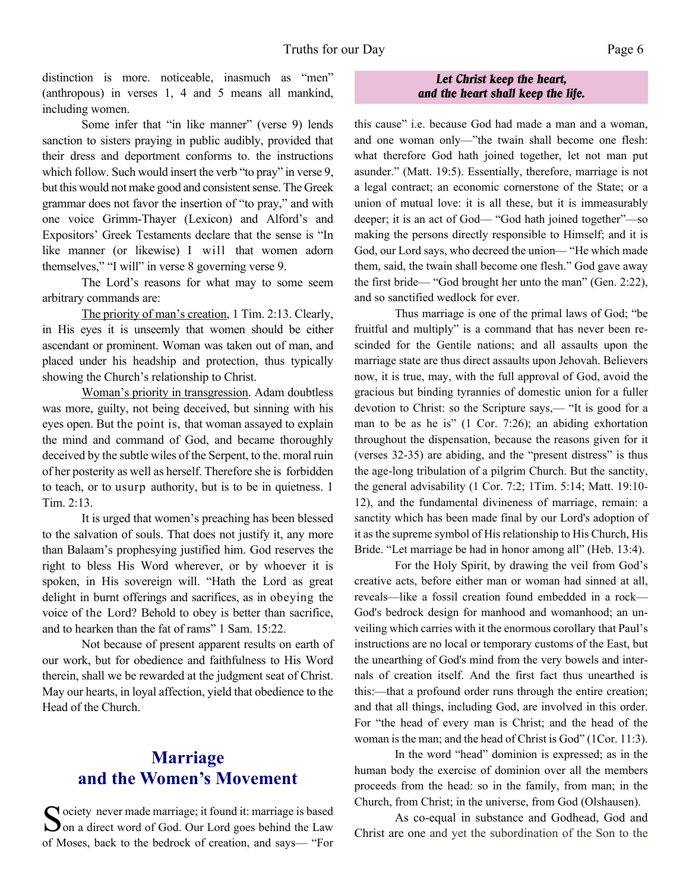distinction is more. noticeable, inasmuch as "men" (anthropous) in verses 1, 4 and 5 means all mankind, including women.

Some infer that "in like manner" (verse 9) lends sanction to sisters praying in public audibly, provided that their dress and deportment conforms to. the instructions which follow. Such would insert the verb "to pray" in verse 9, but this would not make good and consistent sense. The Greek grammar does not favor the insertion of "to pray," and with one voice Grimm-Thayer (Lexicon) and Alford's and Expositors' Greek Testaments declare that the sense is "In like manner (or likewise) I will that women adorn themselves," "I will" in verse 8 governing verse 9.

The Lord's reasons for what may to some seem arbitrary commands are:

<u>The priority of man's creation,</u> 1 Tim. 2:13. Clearly, in His eyes it is unseemly that women should be either ascendant or prominent. Woman was taken out of man, and placed under his headship and protection, thus typically showing the Church's relationship to Christ.

<u>Woman's priority in transgression</u>. Adam doubtless was more, guilty, not being deceived, but sinning with his eyes open. But the point is, that woman assayed to explain the mind and command of God, and became thoroughly deceived by the subtle wiles of the Serpent, to the. moral ruin of her posterity as well as herself. Therefore she is forbidden to teach, or to usurp authority, but is to be in quietness. 1 Tim. 2:13.

It is urged that women's preaching has been blessed to the salvation of souls. That does not justify it, any more than Balaam's prophesying justified him. God reserves the right to bless His Word wherever, or by whoever it is spoken, in His sovereign will. "Hath the Lord as great delight in burnt offerings and sacrifices, as in obeying the voice of the Lord? Behold to obey is better than sacrifice, and to hearken than the fat of rams" 1 Sam. 15:22.

Not because of present apparent results on earth of our work, but for obedience and faithfulness to His Word therein, shall we be rewarded at the judgment seat of Christ. May our hearts, in loyal affection, yield that obedience to the Head of the Church.

## Marriage and the Women's Movement

Society never made marriage; it found it: marriage is based on a direct word of God. Our Lord goes behind the Law of Moses, back to the bedrock of creation, and says— "For this cause" i.e. because God had made a man and a woman, and one woman only—"the twain shall become one flesh: what therefore God hath joined together, let not man put asunder." (Matt. 19:5). Essentially, therefore, marriage is not a legal contract; an economic cornerstone of the State; or a union of mutual love: it is all these, but it is immeasurably deeper; it is an act of God— "God hath joined together"—so making the persons directly responsible to Himself; and it is God, our Lord says, who decreed the union— "He which made them, said, the twain shall become one flesh." God gave away the first bride— "God brought her unto the man" (Gen. 2:22), and so sanctified wedlock for ever.

***Let Christ keep the heart, and the heart shall keep the life.***

Thus marriage is one of the primal laws of God; "be fruitful and multiply" is a command that has never been rescinded for the Gentile nations; and all assaults upon the marriage state are thus direct assaults upon Jehovah. Believers now, it is true, may, with the full approval of God, avoid the gracious but binding tyrannies of domestic union for a fuller devotion to Christ: so the Scripture says,— "It is good for a man to be as he is" (1 Cor. 7:26); an abiding exhortation throughout the dispensation, because the reasons given for it (verses 32-35) are abiding, and the "present distress" is thus the age-long tribulation of a pilgrim Church. But the sanctity, the general advisability (1 Cor. 7:2; 1Tim. 5:14; Matt. 19:10-12), and the fundamental divineness of marriage, remain: a sanctity which has been made final by our Lord's adoption of it as the supreme symbol of His relationship to His Church, His Bride. "Let marriage be had in honor among all" (Heb. 13:4).

For the Holy Spirit, by drawing the veil from God's creative acts, before either man or woman had sinned at all, reveals—like a fossil creation found embedded in a rock—God's bedrock design for manhood and womanhood; an unveiling which carries with it the enormous corollary that Paul's instructions are no local or temporary customs of the East, but the unearthing of God's mind from the very bowels and internals of creation itself. And the first fact thus unearthed is this:—that a profound order runs through the entire creation; and that all things, including God, are involved in this order. For "the head of every man is Christ; and the head of the woman is the man; and the head of Christ is God" (1Cor. 11:3).

In the word "head" dominion is expressed; as in the human body the exercise of dominion over all the members proceeds from the head: so in the family, from man; in the Church, from Christ; in the universe, from God (Olshausen).

As co-equal in substance and Godhead, God and Christ are one and yet the subordination of the Son to the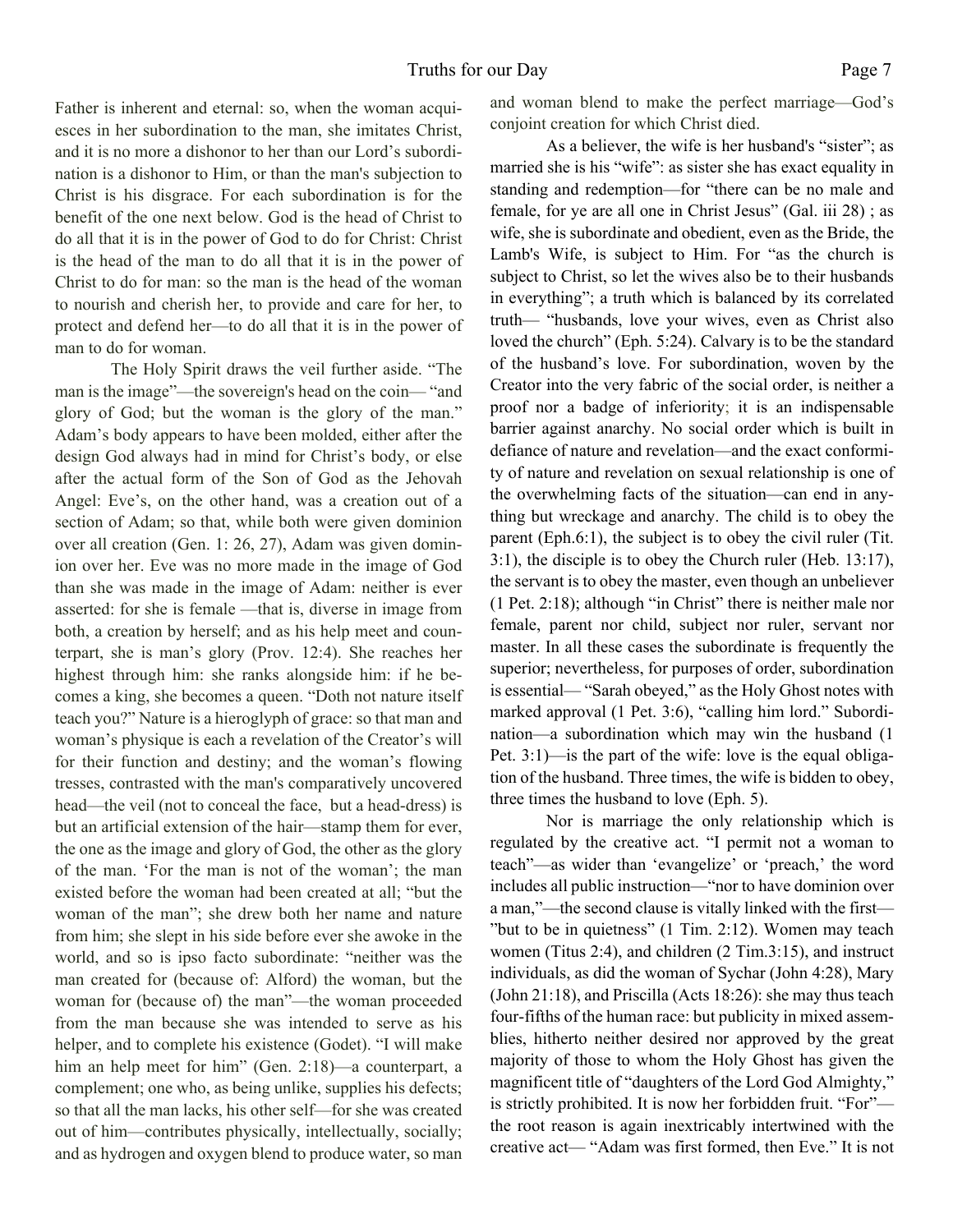Father is inherent and eternal: so, when the woman acquiesces in her subordination to the man, she imitates Christ, and it is no more a dishonor to her than our Lord's subordination is a dishonor to Him, or than the man's subjection to Christ is his disgrace. For each subordination is for the benefit of the one next below. God is the head of Christ to do all that it is in the power of God to do for Christ: Christ is the head of the man to do all that it is in the power of Christ to do for man: so the man is the head of the woman to nourish and cherish her, to provide and care for her, to protect and defend her—to do all that it is in the power of man to do for woman.

The Holy Spirit draws the veil further aside. "The man is the image"—the sovereign's head on the coin— "and glory of God; but the woman is the glory of the man." Adam's body appears to have been molded, either after the design God always had in mind for Christ's body, or else after the actual form of the Son of God as the Jehovah Angel: Eve's, on the other hand, was a creation out of a section of Adam; so that, while both were given dominion over all creation (Gen. 1: 26, 27), Adam was given dominion over her. Eve was no more made in the image of God than she was made in the image of Adam: neither is ever asserted: for she is female —that is, diverse in image from both, a creation by herself; and as his help meet and counterpart, she is man's glory (Prov. 12:4). She reaches her highest through him: she ranks alongside him: if he becomes a king, she becomes a queen. "Doth not nature itself teach you?" Nature is a hieroglyph of grace: so that man and woman's physique is each a revelation of the Creator's will for their function and destiny; and the woman's flowing tresses, contrasted with the man's comparatively uncovered head—the veil (not to conceal the face, but a head-dress) is but an artificial extension of the hair—stamp them for ever, the one as the image and glory of God, the other as the glory of the man. 'For the man is not of the woman'; the man existed before the woman had been created at all; "but the woman of the man"; she drew both her name and nature from him; she slept in his side before ever she awoke in the world, and so is ipso facto subordinate: "neither was the man created for (because of: Alford) the woman, but the woman for (because of) the man"—the woman proceeded from the man because she was intended to serve as his helper, and to complete his existence (Godet). "I will make him an help meet for him" (Gen. 2:18)—a counterpart, a complement; one who, as being unlike, supplies his defects; so that all the man lacks, his other self—for she was created out of him—contributes physically, intellectually, socially; and as hydrogen and oxygen blend to produce water, so man and woman blend to make the perfect marriage—God's conjoint creation for which Christ died.

As a believer, the wife is her husband's "sister"; as married she is his "wife": as sister she has exact equality in standing and redemption—for "there can be no male and female, for ye are all one in Christ Jesus" (Gal. iii 28) ; as wife, she is subordinate and obedient, even as the Bride, the Lamb's Wife, is subject to Him. For "as the church is subject to Christ, so let the wives also be to their husbands in everything"; a truth which is balanced by its correlated truth— "husbands, love your wives, even as Christ also loved the church" (Eph. 5:24). Calvary is to be the standard of the husband's love. For subordination, woven by the Creator into the very fabric of the social order, is neither a proof nor a badge of inferiority; it is an indispensable barrier against anarchy. No social order which is built in defiance of nature and revelation—and the exact conformity of nature and revelation on sexual relationship is one of the overwhelming facts of the situation—can end in anything but wreckage and anarchy. The child is to obey the parent (Eph.6:1), the subject is to obey the civil ruler (Tit. 3:1), the disciple is to obey the Church ruler (Heb. 13:17), the servant is to obey the master, even though an unbeliever (1 Pet. 2:18); although "in Christ" there is neither male nor female, parent nor child, subject nor ruler, servant nor master. In all these cases the subordinate is frequently the superior; nevertheless, for purposes of order, subordination is essential— "Sarah obeyed," as the Holy Ghost notes with marked approval (1 Pet. 3:6), "calling him lord." Subordination—a subordination which may win the husband (1 Pet. 3:1)—is the part of the wife: love is the equal obligation of the husband. Three times, the wife is bidden to obey, three times the husband to love (Eph. 5).

Nor is marriage the only relationship which is regulated by the creative act. "I permit not a woman to teach"—as wider than 'evangelize' or 'preach,' the word includes all public instruction—"nor to have dominion over a man,"—the second clause is vitally linked with the first— "but to be in quietness" (1 Tim. 2:12). Women may teach women (Titus 2:4), and children (2 Tim.3:15), and instruct individuals, as did the woman of Sychar (John 4:28), Mary (John 21:18), and Priscilla (Acts 18:26): she may thus teach four-fifths of the human race: but publicity in mixed assemblies, hitherto neither desired nor approved by the great majority of those to whom the Holy Ghost has given the magnificent title of "daughters of the Lord God Almighty," is strictly prohibited. It is now her forbidden fruit. "For"—the root reason is again inextricably intertwined with the creative act— "Adam was first formed, then Eve." It is not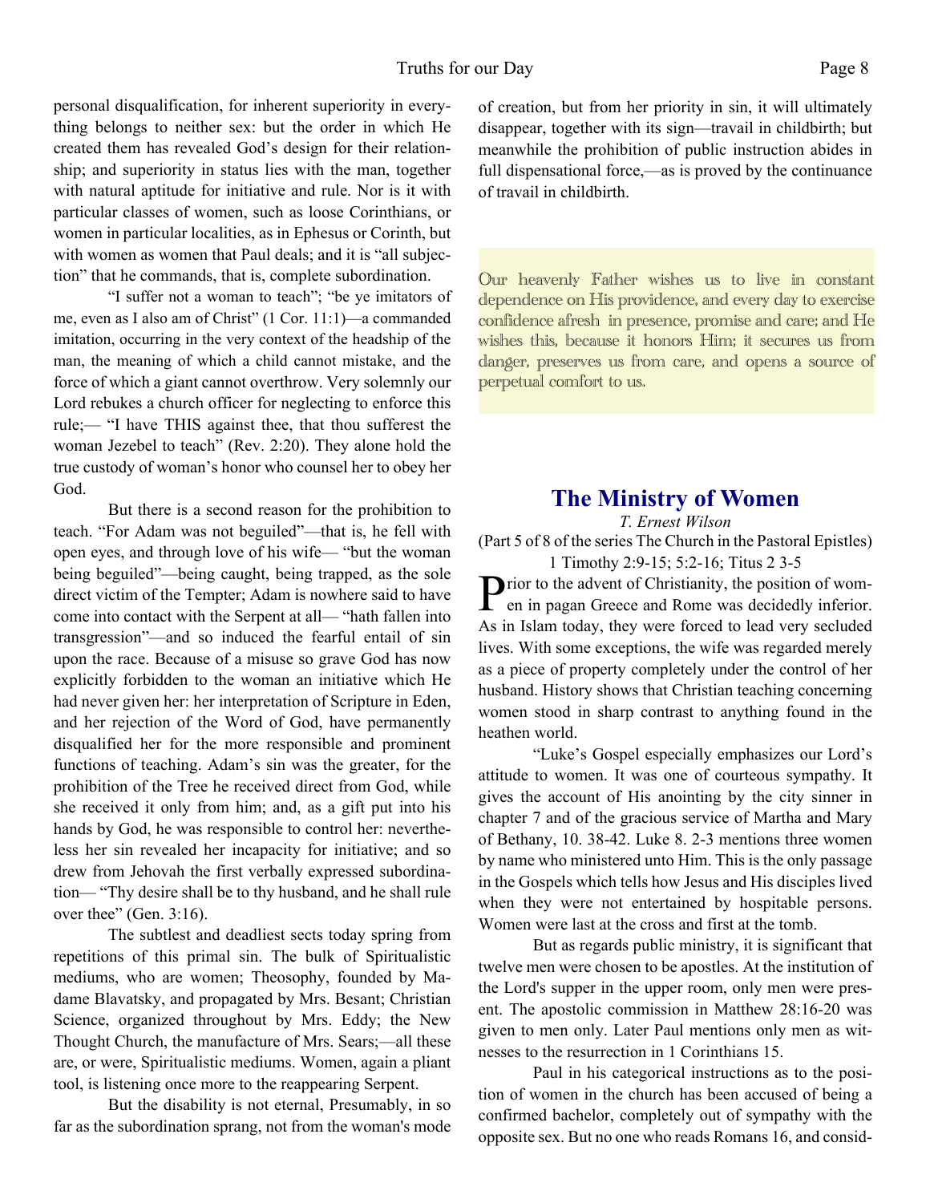personal disqualification, for inherent superiority in everything belongs to neither sex: but the order in which He created them has revealed God's design for their relationship; and superiority in status lies with the man, together with natural aptitude for initiative and rule. Nor is it with particular classes of women, such as loose Corinthians, or women in particular localities, as in Ephesus or Corinth, but with women as women that Paul deals; and it is "all subjection" that he commands, that is, complete subordination.

"I suffer not a woman to teach"; "be ye imitators of me, even as I also am of Christ" (1 Cor. 11:1)—a commanded imitation, occurring in the very context of the headship of the man, the meaning of which a child cannot mistake, and the force of which a giant cannot overthrow. Very solemnly our Lord rebukes a church officer for neglecting to enforce this rule;— "I have THIS against thee, that thou sufferest the woman Jezebel to teach" (Rev. 2:20). They alone hold the true custody of woman's honor who counsel her to obey her God.

But there is a second reason for the prohibition to teach. "For Adam was not beguiled"—that is, he fell with open eyes, and through love of his wife— "but the woman being beguiled"—being caught, being trapped, as the sole direct victim of the Tempter; Adam is nowhere said to have come into contact with the Serpent at all— "hath fallen into transgression"—and so induced the fearful entail of sin upon the race. Because of a misuse so grave God has now explicitly forbidden to the woman an initiative which He had never given her: her interpretation of Scripture in Eden, and her rejection of the Word of God, have permanently disqualified her for the more responsible and prominent functions of teaching. Adam's sin was the greater, for the prohibition of the Tree he received direct from God, while she received it only from him; and, as a gift put into his hands by God, he was responsible to control her: nevertheless her sin revealed her incapacity for initiative; and so drew from Jehovah the first verbally expressed subordination— "Thy desire shall be to thy husband, and he shall rule over thee" (Gen. 3:16).

The subtlest and deadliest sects today spring from repetitions of this primal sin. The bulk of Spiritualistic mediums, who are women; Theosophy, founded by Madame Blavatsky, and propagated by Mrs. Besant; Christian Science, organized throughout by Mrs. Eddy; the New Thought Church, the manufacture of Mrs. Sears;—all these are, or were, Spiritualistic mediums. Women, again a pliant tool, is listening once more to the reappearing Serpent.

But the disability is not eternal, Presumably, in so far as the subordination sprang, not from the woman's mode of creation, but from her priority in sin, it will ultimately disappear, together with its sign—travail in childbirth; but meanwhile the prohibition of public instruction abides in full dispensational force,—as is proved by the continuance of travail in childbirth.

> Our heavenly Father wishes us to live in constant dependence on His providence, and every day to exercise confidence afresh in presence, promise and care; and He wishes this, because it honors Him; it secures us from danger, preserves us from care, and opens a source of perpetual comfort to us.

## The Ministry of Women

*T. Ernest Wilson*

(Part 5 of 8 of the series The Church in the Pastoral Epistles)
1 Timothy 2:9-15; 5:2-16; Titus 2 3-5

Prior to the advent of Christianity, the position of women in pagan Greece and Rome was decidedly inferior. As in Islam today, they were forced to lead very secluded lives. With some exceptions, the wife was regarded merely as a piece of property completely under the control of her husband. History shows that Christian teaching concerning women stood in sharp contrast to anything found in the heathen world.

"Luke's Gospel especially emphasizes our Lord's attitude to women. It was one of courteous sympathy. It gives the account of His anointing by the city sinner in chapter 7 and of the gracious service of Martha and Mary of Bethany, 10. 38-42. Luke 8. 2-3 mentions three women by name who ministered unto Him. This is the only passage in the Gospels which tells how Jesus and His disciples lived when they were not entertained by hospitable persons. Women were last at the cross and first at the tomb.

But as regards public ministry, it is significant that twelve men were chosen to be apostles. At the institution of the Lord's supper in the upper room, only men were present. The apostolic commission in Matthew 28:16-20 was given to men only. Later Paul mentions only men as witnesses to the resurrection in 1 Corinthians 15.

Paul in his categorical instructions as to the position of women in the church has been accused of being a confirmed bachelor, completely out of sympathy with the opposite sex. But no one who reads Romans 16, and consid-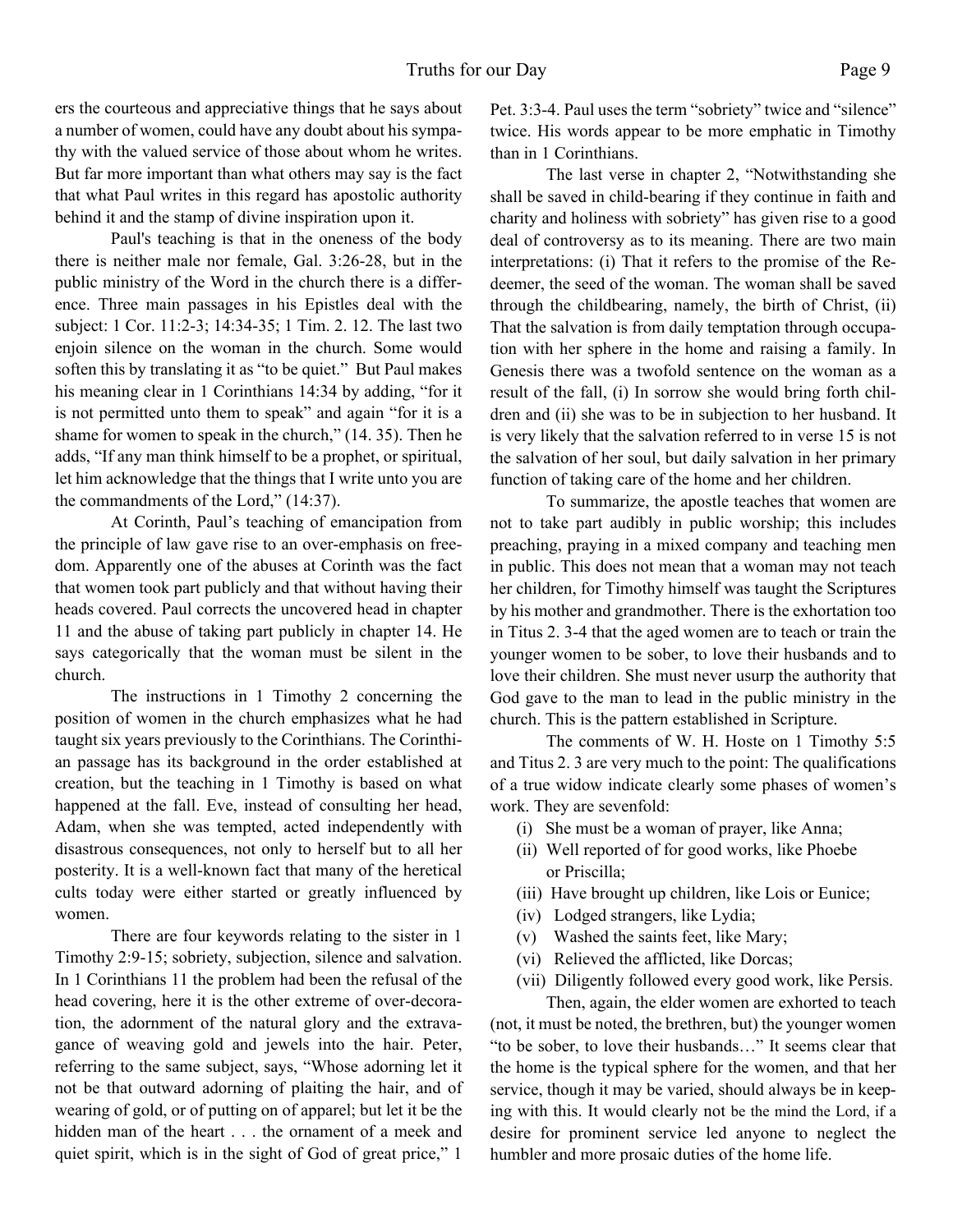ers the courteous and appreciative things that he says about a number of women, could have any doubt about his sympathy with the valued service of those about whom he writes. But far more important than what others may say is the fact that what Paul writes in this regard has apostolic authority behind it and the stamp of divine inspiration upon it.

Paul's teaching is that in the oneness of the body there is neither male nor female, Gal. 3:26-28, but in the public ministry of the Word in the church there is a difference. Three main passages in his Epistles deal with the subject: 1 Cor. 11:2-3; 14:34-35; 1 Tim. 2. 12. The last two enjoin silence on the woman in the church. Some would soften this by translating it as "to be quiet." But Paul makes his meaning clear in 1 Corinthians 14:34 by adding, "for it is not permitted unto them to speak" and again "for it is a shame for women to speak in the church," (14. 35). Then he adds, "If any man think himself to be a prophet, or spiritual, let him acknowledge that the things that I write unto you are the commandments of the Lord," (14:37).

At Corinth, Paul's teaching of emancipation from the principle of law gave rise to an over-emphasis on freedom. Apparently one of the abuses at Corinth was the fact that women took part publicly and that without having their heads covered. Paul corrects the uncovered head in chapter 11 and the abuse of taking part publicly in chapter 14. He says categorically that the woman must be silent in the church.

The instructions in 1 Timothy 2 concerning the position of women in the church emphasizes what he had taught six years previously to the Corinthians. The Corinthian passage has its background in the order established at creation, but the teaching in 1 Timothy is based on what happened at the fall. Eve, instead of consulting her head, Adam, when she was tempted, acted independently with disastrous consequences, not only to herself but to all her posterity. It is a well-known fact that many of the heretical cults today were either started or greatly influenced by women.

There are four keywords relating to the sister in 1 Timothy 2:9-15; sobriety, subjection, silence and salvation. In 1 Corinthians 11 the problem had been the refusal of the head covering, here it is the other extreme of over-decoration, the adornment of the natural glory and the extravagance of weaving gold and jewels into the hair. Peter, referring to the same subject, says, "Whose adorning let it not be that outward adorning of plaiting the hair, and of wearing of gold, or of putting on of apparel; but let it be the hidden man of the heart . . . the ornament of a meek and quiet spirit, which is in the sight of God of great price," 1 Pet. 3:3-4. Paul uses the term "sobriety" twice and "silence" twice. His words appear to be more emphatic in Timothy than in 1 Corinthians.

The last verse in chapter 2, "Notwithstanding she shall be saved in child-bearing if they continue in faith and charity and holiness with sobriety" has given rise to a good deal of controversy as to its meaning. There are two main interpretations: (i) That it refers to the promise of the Redeemer, the seed of the woman. The woman shall be saved through the childbearing, namely, the birth of Christ, (ii) That the salvation is from daily temptation through occupation with her sphere in the home and raising a family. In Genesis there was a twofold sentence on the woman as a result of the fall, (i) In sorrow she would bring forth children and (ii) she was to be in subjection to her husband. It is very likely that the salvation referred to in verse 15 is not the salvation of her soul, but daily salvation in her primary function of taking care of the home and her children.

To summarize, the apostle teaches that women are not to take part audibly in public worship; this includes preaching, praying in a mixed company and teaching men in public. This does not mean that a woman may not teach her children, for Timothy himself was taught the Scriptures by his mother and grandmother. There is the exhortation too in Titus 2. 3-4 that the aged women are to teach or train the younger women to be sober, to love their husbands and to love their children. She must never usurp the authority that God gave to the man to lead in the public ministry in the church. This is the pattern established in Scripture.

The comments of W. H. Hoste on 1 Timothy 5:5 and Titus 2. 3 are very much to the point: The qualifications of a true widow indicate clearly some phases of women's work. They are sevenfold:

(i) She must be a woman of prayer, like Anna;
(ii) Well reported of for good works, like Phoebe or Priscilla;
(iii) Have brought up children, like Lois or Eunice;
(iv) Lodged strangers, like Lydia;
(v) Washed the saints feet, like Mary;
(vi) Relieved the afflicted, like Dorcas;
(vii) Diligently followed every good work, like Persis.

Then, again, the elder women are exhorted to teach (not, it must be noted, the brethren, but) the younger women "to be sober, to love their husbands…" It seems clear that the home is the typical sphere for the women, and that her service, though it may be varied, should always be in keeping with this. It would clearly not be the mind the Lord, if a desire for prominent service led anyone to neglect the humbler and more prosaic duties of the home life.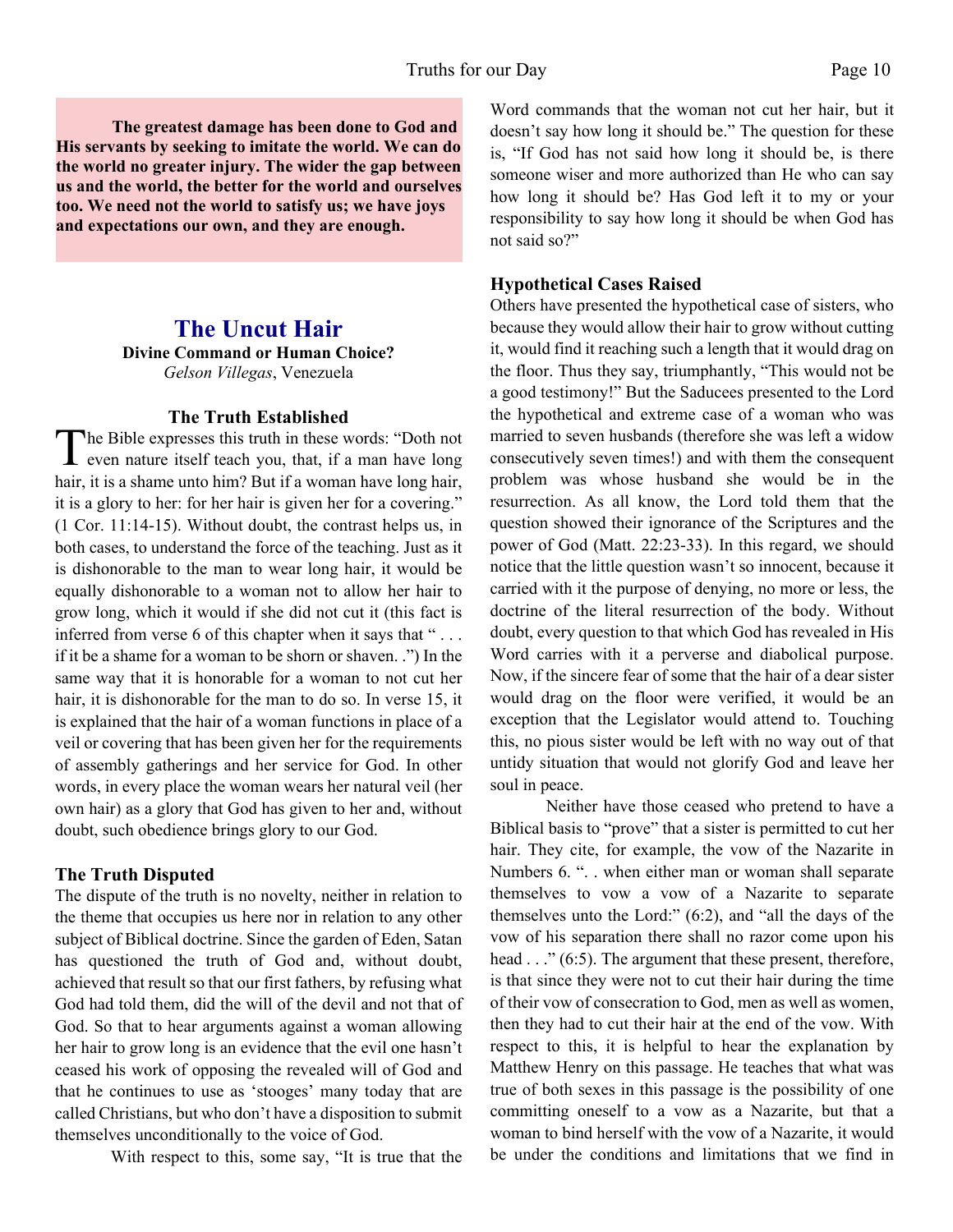**The greatest damage has been done to God and His servants by seeking to imitate the world. We can do the world no greater injury. The wider the gap between us and the world, the better for the world and ourselves too. We need not the world to satisfy us; we have joys and expectations our own, and they are enough.**

# The Uncut Hair

**Divine Command or Human Choice?**

*Gelson Villegas*, Venezuela

### The Truth Established

The Bible expresses this truth in these words: "Doth not even nature itself teach you, that, if a man have long hair, it is a shame unto him? But if a woman have long hair, it is a glory to her: for her hair is given her for a covering." (1 Cor. 11:14-15). Without doubt, the contrast helps us, in both cases, to understand the force of the teaching. Just as it is dishonorable to the man to wear long hair, it would be equally dishonorable to a woman not to allow her hair to grow long, which it would if she did not cut it (this fact is inferred from verse 6 of this chapter when it says that " . . . if it be a shame for a woman to be shorn or shaven. .") In the same way that it is honorable for a woman to not cut her hair, it is dishonorable for the man to do so. In verse 15, it is explained that the hair of a woman functions in place of a veil or covering that has been given her for the requirements of assembly gatherings and her service for God. In other words, in every place the woman wears her natural veil (her own hair) as a glory that God has given to her and, without doubt, such obedience brings glory to our God.

### The Truth Disputed

The dispute of the truth is no novelty, neither in relation to the theme that occupies us here nor in relation to any other subject of Biblical doctrine. Since the garden of Eden, Satan has questioned the truth of God and, without doubt, achieved that result so that our first fathers, by refusing what God had told them, did the will of the devil and not that of God. So that to hear arguments against a woman allowing her hair to grow long is an evidence that the evil one hasn't ceased his work of opposing the revealed will of God and that he continues to use as 'stooges' many today that are called Christians, but who don't have a disposition to submit themselves unconditionally to the voice of God.

With respect to this, some say, "It is true that the Word commands that the woman not cut her hair, but it doesn't say how long it should be." The question for these is, "If God has not said how long it should be, is there someone wiser and more authorized than He who can say how long it should be? Has God left it to my or your responsibility to say how long it should be when God has not said so?"

### Hypothetical Cases Raised

Others have presented the hypothetical case of sisters, who because they would allow their hair to grow without cutting it, would find it reaching such a length that it would drag on the floor. Thus they say, triumphantly, "This would not be a good testimony!" But the Saducees presented to the Lord the hypothetical and extreme case of a woman who was married to seven husbands (therefore she was left a widow consecutively seven times!) and with them the consequent problem was whose husband she would be in the resurrection. As all know, the Lord told them that the question showed their ignorance of the Scriptures and the power of God (Matt. 22:23-33). In this regard, we should notice that the little question wasn't so innocent, because it carried with it the purpose of denying, no more or less, the doctrine of the literal resurrection of the body. Without doubt, every question to that which God has revealed in His Word carries with it a perverse and diabolical purpose. Now, if the sincere fear of some that the hair of a dear sister would drag on the floor were verified, it would be an exception that the Legislator would attend to. Touching this, no pious sister would be left with no way out of that untidy situation that would not glorify God and leave her soul in peace.

Neither have those ceased who pretend to have a Biblical basis to "prove" that a sister is permitted to cut her hair. They cite, for example, the vow of the Nazarite in Numbers 6. ". . when either man or woman shall separate themselves to vow a vow of a Nazarite to separate themselves unto the Lord:" (6:2), and "all the days of the vow of his separation there shall no razor come upon his head . . ." (6:5). The argument that these present, therefore, is that since they were not to cut their hair during the time of their vow of consecration to God, men as well as women, then they had to cut their hair at the end of the vow. With respect to this, it is helpful to hear the explanation by Matthew Henry on this passage. He teaches that what was true of both sexes in this passage is the possibility of one committing oneself to a vow as a Nazarite, but that a woman to bind herself with the vow of a Nazarite, it would be under the conditions and limitations that we find in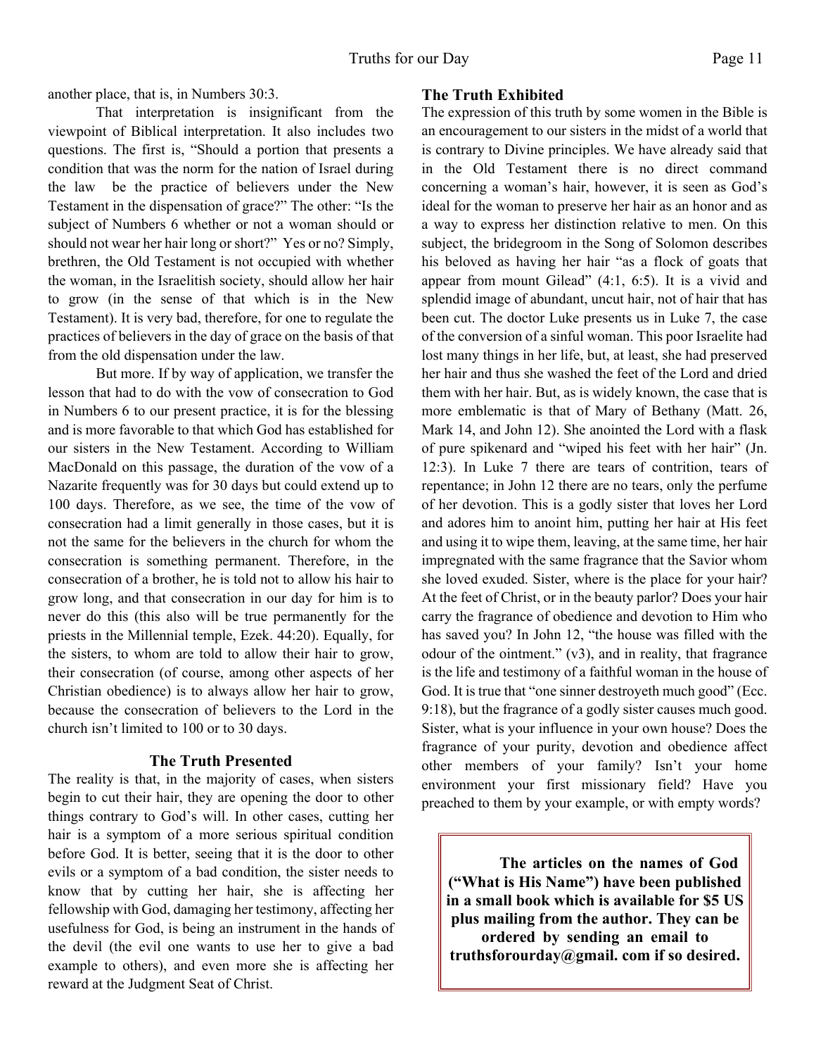another place, that is, in Numbers 30:3.

That interpretation is insignificant from the viewpoint of Biblical interpretation. It also includes two questions. The first is, "Should a portion that presents a condition that was the norm for the nation of Israel during the law be the practice of believers under the New Testament in the dispensation of grace?" The other: "Is the subject of Numbers 6 whether or not a woman should or should not wear her hair long or short?" Yes or no? Simply, brethren, the Old Testament is not occupied with whether the woman, in the Israelitish society, should allow her hair to grow (in the sense of that which is in the New Testament). It is very bad, therefore, for one to regulate the practices of believers in the day of grace on the basis of that from the old dispensation under the law.

But more. If by way of application, we transfer the lesson that had to do with the vow of consecration to God in Numbers 6 to our present practice, it is for the blessing and is more favorable to that which God has established for our sisters in the New Testament. According to William MacDonald on this passage, the duration of the vow of a Nazarite frequently was for 30 days but could extend up to 100 days. Therefore, as we see, the time of the vow of consecration had a limit generally in those cases, but it is not the same for the believers in the church for whom the consecration is something permanent. Therefore, in the consecration of a brother, he is told not to allow his hair to grow long, and that consecration in our day for him is to never do this (this also will be true permanently for the priests in the Millennial temple, Ezek. 44:20). Equally, for the sisters, to whom are told to allow their hair to grow, their consecration (of course, among other aspects of her Christian obedience) is to always allow her hair to grow, because the consecration of believers to the Lord in the church isn't limited to 100 or to 30 days.

### The Truth Presented

The reality is that, in the majority of cases, when sisters begin to cut their hair, they are opening the door to other things contrary to God's will. In other cases, cutting her hair is a symptom of a more serious spiritual condition before God. It is better, seeing that it is the door to other evils or a symptom of a bad condition, the sister needs to know that by cutting her hair, she is affecting her fellowship with God, damaging her testimony, affecting her usefulness for God, is being an instrument in the hands of the devil (the evil one wants to use her to give a bad example to others), and even more she is affecting her reward at the Judgment Seat of Christ.

### The Truth Exhibited

The expression of this truth by some women in the Bible is an encouragement to our sisters in the midst of a world that is contrary to Divine principles. We have already said that in the Old Testament there is no direct command concerning a woman's hair, however, it is seen as God's ideal for the woman to preserve her hair as an honor and as a way to express her distinction relative to men. On this subject, the bridegroom in the Song of Solomon describes his beloved as having her hair "as a flock of goats that appear from mount Gilead" (4:1, 6:5). It is a vivid and splendid image of abundant, uncut hair, not of hair that has been cut. The doctor Luke presents us in Luke 7, the case of the conversion of a sinful woman. This poor Israelite had lost many things in her life, but, at least, she had preserved her hair and thus she washed the feet of the Lord and dried them with her hair. But, as is widely known, the case that is more emblematic is that of Mary of Bethany (Matt. 26, Mark 14, and John 12). She anointed the Lord with a flask of pure spikenard and "wiped his feet with her hair" (Jn. 12:3). In Luke 7 there are tears of contrition, tears of repentance; in John 12 there are no tears, only the perfume of her devotion. This is a godly sister that loves her Lord and adores him to anoint him, putting her hair at His feet and using it to wipe them, leaving, at the same time, her hair impregnated with the same fragrance that the Savior whom she loved exuded. Sister, where is the place for your hair? At the feet of Christ, or in the beauty parlor? Does your hair carry the fragrance of obedience and devotion to Him who has saved you? In John 12, "the house was filled with the odour of the ointment." (v3), and in reality, that fragrance is the life and testimony of a faithful woman in the house of God. It is true that "one sinner destroyeth much good" (Ecc. 9:18), but the fragrance of a godly sister causes much good. Sister, what is your influence in your own house? Does the fragrance of your purity, devotion and obedience affect other members of your family? Isn't your home environment your first missionary field? Have you preached to them by your example, or with empty words?

**The articles on the names of God ("What is His Name") have been published in a small book which is available for $5 US plus mailing from the author. They can be ordered by sending an email to truthsforourday@gmail. com if so desired.**